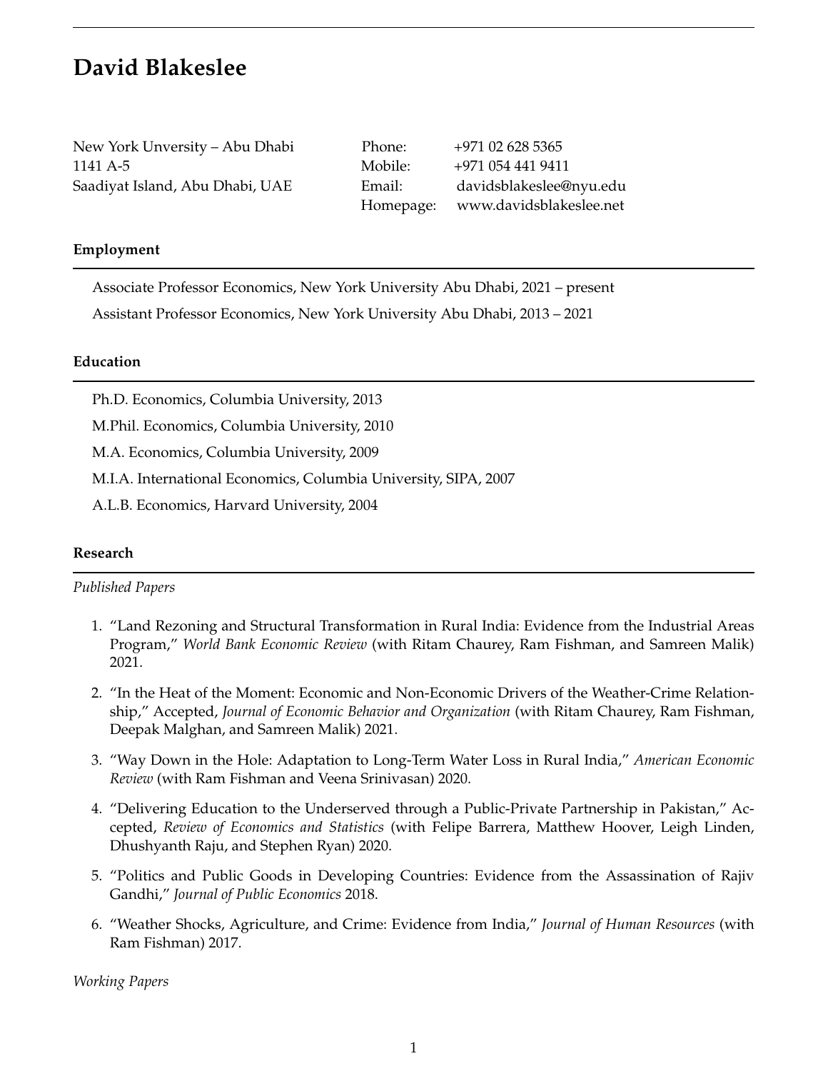# David Blakeslee

New York Unversity – Abu Dhabi
1141 A-5
Saadiyat Island, Abu Dhabi, UAE

Phone: +971 02 628 5365
Mobile: +971 054 441 9411
Email: davidsblakeslee@nyu.edu
Homepage: www.davidsblakeslee.net

## Employment

Associate Professor Economics, New York University Abu Dhabi, 2021 – present

Assistant Professor Economics, New York University Abu Dhabi, 2013 – 2021

## Education

Ph.D. Economics, Columbia University, 2013

M.Phil. Economics, Columbia University, 2010

M.A. Economics, Columbia University, 2009

M.I.A. International Economics, Columbia University, SIPA, 2007

A.L.B. Economics, Harvard University, 2004

## Research

*Published Papers*

1. "Land Rezoning and Structural Transformation in Rural India: Evidence from the Industrial Areas Program," *World Bank Economic Review* (with Ritam Chaurey, Ram Fishman, and Samreen Malik) 2021.

2. "In the Heat of the Moment: Economic and Non-Economic Drivers of the Weather-Crime Relationship," Accepted, *Journal of Economic Behavior and Organization* (with Ritam Chaurey, Ram Fishman, Deepak Malghan, and Samreen Malik) 2021.

3. "Way Down in the Hole: Adaptation to Long-Term Water Loss in Rural India," *American Economic Review* (with Ram Fishman and Veena Srinivasan) 2020.

4. "Delivering Education to the Underserved through a Public-Private Partnership in Pakistan," Accepted, *Review of Economics and Statistics* (with Felipe Barrera, Matthew Hoover, Leigh Linden, Dhushyanth Raju, and Stephen Ryan) 2020.

5. "Politics and Public Goods in Developing Countries: Evidence from the Assassination of Rajiv Gandhi," *Journal of Public Economics* 2018.

6. "Weather Shocks, Agriculture, and Crime: Evidence from India," *Journal of Human Resources* (with Ram Fishman) 2017.

*Working Papers*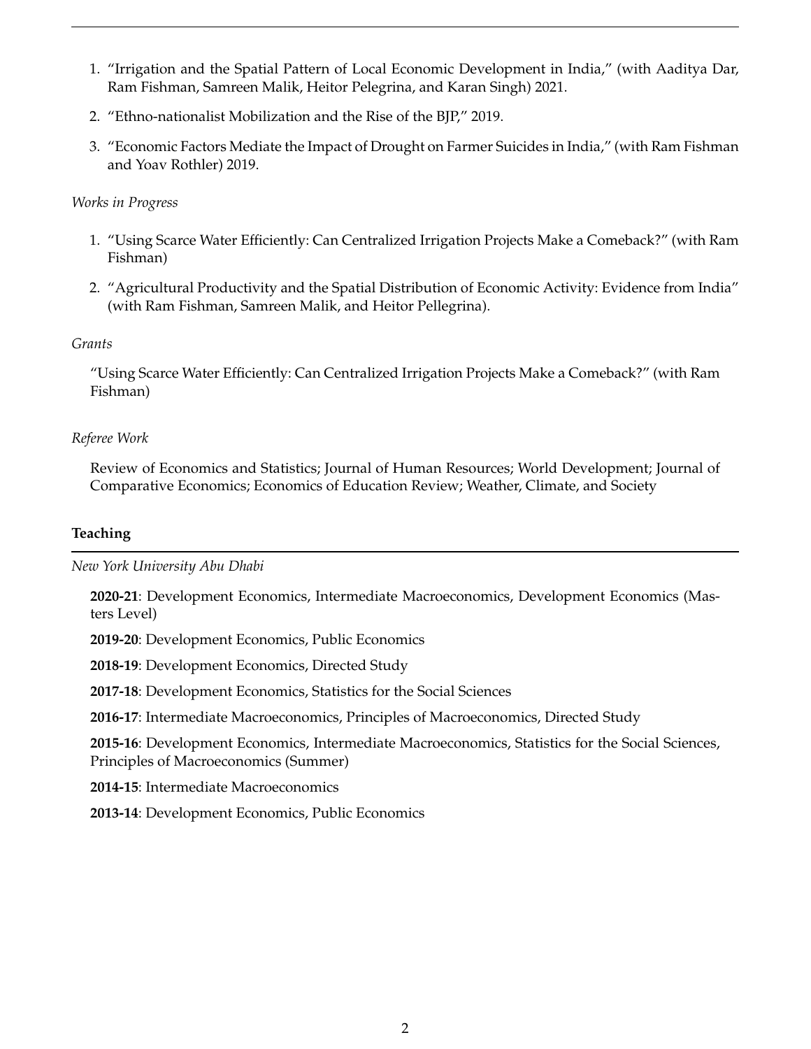1. "Irrigation and the Spatial Pattern of Local Economic Development in India," (with Aaditya Dar, Ram Fishman, Samreen Malik, Heitor Pelegrina, and Karan Singh) 2021.
2. "Ethno-nationalist Mobilization and the Rise of the BJP," 2019.
3. "Economic Factors Mediate the Impact of Drought on Farmer Suicides in India," (with Ram Fishman and Yoav Rothler) 2019.

*Works in Progress*

1. "Using Scarce Water Efficiently: Can Centralized Irrigation Projects Make a Comeback?" (with Ram Fishman)
2. "Agricultural Productivity and the Spatial Distribution of Economic Activity: Evidence from India" (with Ram Fishman, Samreen Malik, and Heitor Pellegrina).

*Grants*

"Using Scarce Water Efficiently: Can Centralized Irrigation Projects Make a Comeback?" (with Ram Fishman)

*Referee Work*

Review of Economics and Statistics; Journal of Human Resources; World Development; Journal of Comparative Economics; Economics of Education Review; Weather, Climate, and Society

## Teaching

*New York University Abu Dhabi*

**2020-21**: Development Economics, Intermediate Macroeconomics, Development Economics (Masters Level)

**2019-20**: Development Economics, Public Economics

**2018-19**: Development Economics, Directed Study

**2017-18**: Development Economics, Statistics for the Social Sciences

**2016-17**: Intermediate Macroeconomics, Principles of Macroeconomics, Directed Study

**2015-16**: Development Economics, Intermediate Macroeconomics, Statistics for the Social Sciences, Principles of Macroeconomics (Summer)

**2014-15**: Intermediate Macroeconomics

**2013-14**: Development Economics, Public Economics